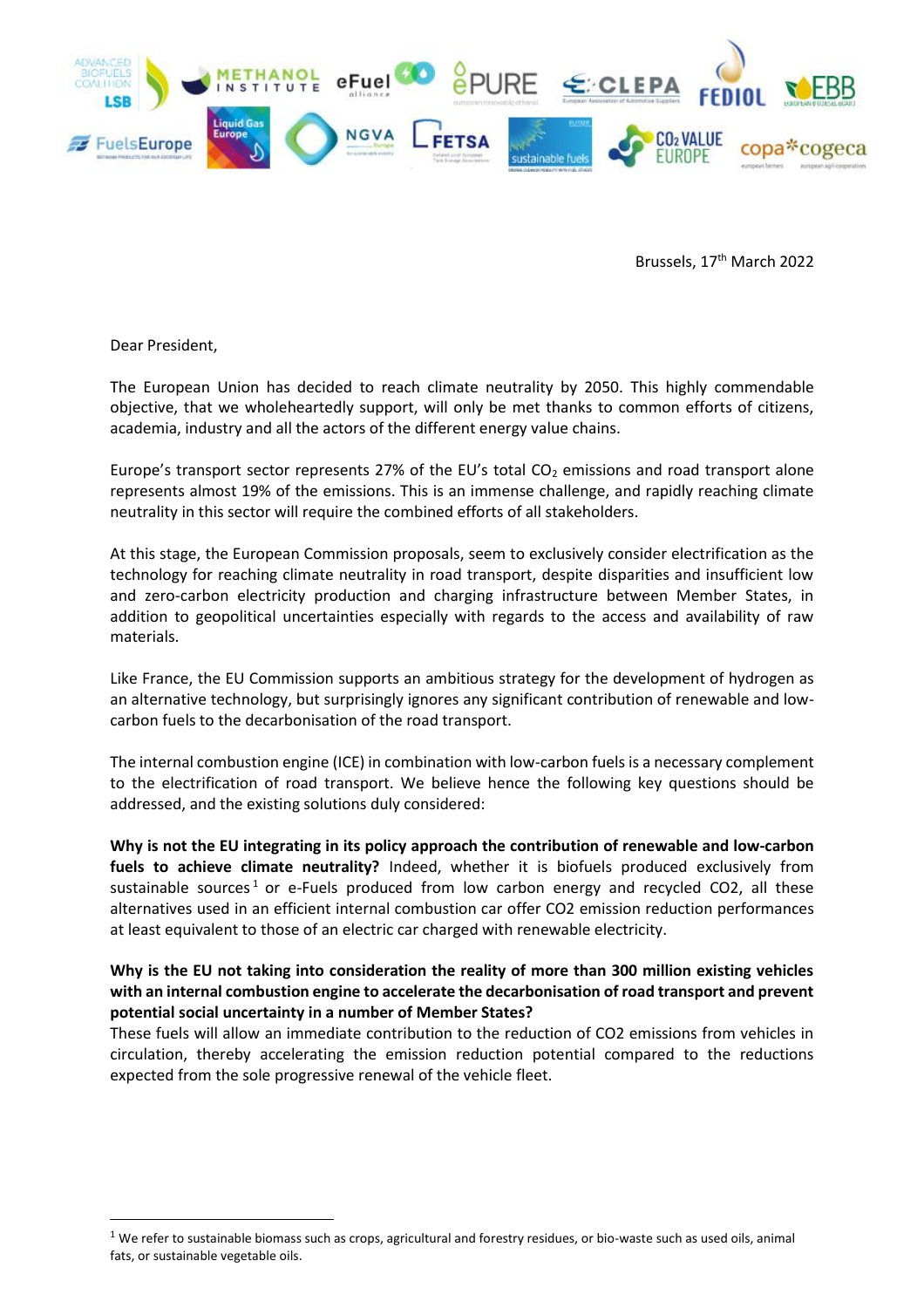Brussels, 17th March 2022

Dear President,

The European Union has decided to reach climate neutrality by 2050. This highly commendable objective, that we wholeheartedly support, will only be met thanks to common efforts of citizens, academia, industry and all the actors of the different energy value chains.

Europe's transport sector represents 27% of the EU's total $CO_2$ emissions and road transport alone represents almost 19% of the emissions. This is an immense challenge, and rapidly reaching climate neutrality in this sector will require the combined efforts of all stakeholders.

At this stage, the European Commission proposals, seem to exclusively consider electrification as the technology for reaching climate neutrality in road transport, despite disparities and insufficient low and zero-carbon electricity production and charging infrastructure between Member States, in addition to geopolitical uncertainties especially with regards to the access and availability of raw materials.

Like France, the EU Commission supports an ambitious strategy for the development of hydrogen as an alternative technology, but surprisingly ignores any significant contribution of renewable and low-carbon fuels to the decarbonisation of the road transport.

The internal combustion engine (ICE) in combination with low-carbon fuels is a necessary complement to the electrification of road transport. We believe hence the following key questions should be addressed, and the existing solutions duly considered:

**Why is not the EU integrating in its policy approach the contribution of renewable and low-carbon fuels to achieve climate neutrality?** Indeed, whether it is biofuels produced exclusively from sustainable sources[1] or e-Fuels produced from low carbon energy and recycled CO2, all these alternatives used in an efficient internal combustion car offer CO2 emission reduction performances at least equivalent to those of an electric car charged with renewable electricity.

**Why is the EU not taking into consideration the reality of more than 300 million existing vehicles with an internal combustion engine to accelerate the decarbonisation of road transport and prevent potential social uncertainty in a number of Member States?**
These fuels will allow an immediate contribution to the reduction of CO2 emissions from vehicles in circulation, thereby accelerating the emission reduction potential compared to the reductions expected from the sole progressive renewal of the vehicle fleet.

[1] We refer to sustainable biomass such as crops, agricultural and forestry residues, or bio-waste such as used oils, animal fats, or sustainable vegetable oils.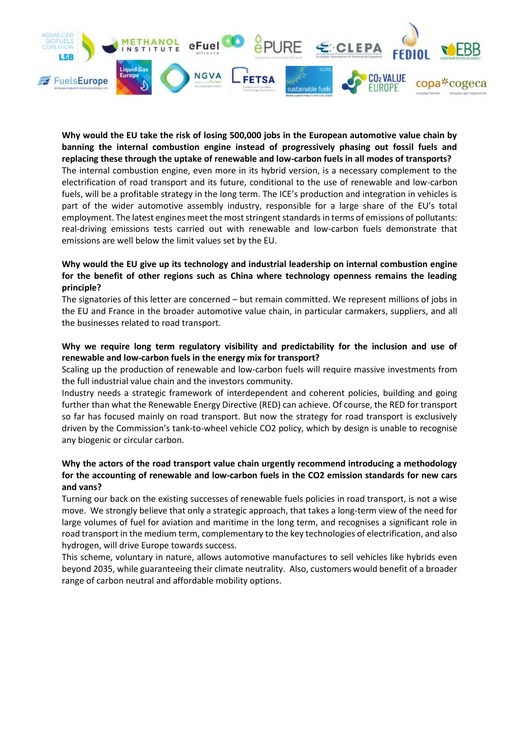**Why would the EU take the risk of losing 500,000 jobs in the European automotive value chain by banning the internal combustion engine instead of progressively phasing out fossil fuels and replacing these through the uptake of renewable and low-carbon fuels in all modes of transports?**
The internal combustion engine, even more in its hybrid version, is a necessary complement to the electrification of road transport and its future, conditional to the use of renewable and low-carbon fuels, will be a profitable strategy in the long term. The ICE's production and integration in vehicles is part of the wider automotive assembly industry, responsible for a large share of the EU's total employment. The latest engines meet the most stringent standards in terms of emissions of pollutants: real-driving emissions tests carried out with renewable and low-carbon fuels demonstrate that emissions are well below the limit values set by the EU.

**Why would the EU give up its technology and industrial leadership on internal combustion engine for the benefit of other regions such as China where technology openness remains the leading principle?**
The signatories of this letter are concerned – but remain committed. We represent millions of jobs in the EU and France in the broader automotive value chain, in particular carmakers, suppliers, and all the businesses related to road transport.

**Why we require long term regulatory visibility and predictability for the inclusion and use of renewable and low-carbon fuels in the energy mix for transport?**
Scaling up the production of renewable and low-carbon fuels will require massive investments from the full industrial value chain and the investors community.
Industry needs a strategic framework of interdependent and coherent policies, building and going further than what the Renewable Energy Directive (RED) can achieve. Of course, the RED for transport so far has focused mainly on road transport. But now the strategy for road transport is exclusively driven by the Commission's tank-to-wheel vehicle CO2 policy, which by design is unable to recognise any biogenic or circular carbon.

**Why the actors of the road transport value chain urgently recommend introducing a methodology for the accounting of renewable and low-carbon fuels in the CO2 emission standards for new cars and vans?**
Turning our back on the existing successes of renewable fuels policies in road transport, is not a wise move. We strongly believe that only a strategic approach, that takes a long-term view of the need for large volumes of fuel for aviation and maritime in the long term, and recognises a significant role in road transport in the medium term, complementary to the key technologies of electrification, and also hydrogen, will drive Europe towards success.
This scheme, voluntary in nature, allows automotive manufactures to sell vehicles like hybrids even beyond 2035, while guaranteeing their climate neutrality. Also, customers would benefit of a broader range of carbon neutral and affordable mobility options.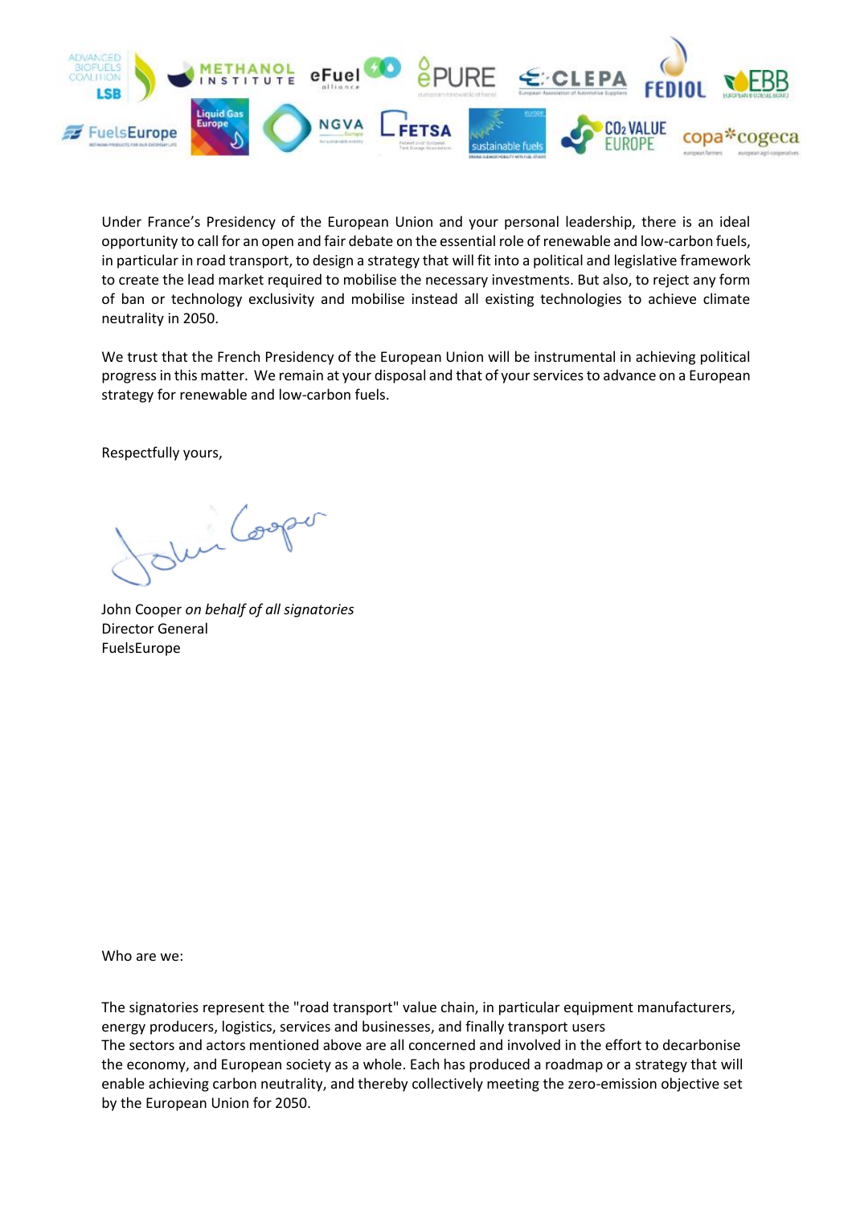Under France's Presidency of the European Union and your personal leadership, there is an ideal opportunity to call for an open and fair debate on the essential role of renewable and low-carbon fuels, in particular in road transport, to design a strategy that will fit into a political and legislative framework to create the lead market required to mobilise the necessary investments. But also, to reject any form of ban or technology exclusivity and mobilise instead all existing technologies to achieve climate neutrality in 2050.

We trust that the French Presidency of the European Union will be instrumental in achieving political progress in this matter. We remain at your disposal and that of your services to advance on a European strategy for renewable and low-carbon fuels.

Respectfully yours,

John Cooper *on behalf of all signatories*
Director General
FuelsEurope

Who are we:

The signatories represent the "road transport" value chain, in particular equipment manufacturers, energy producers, logistics, services and businesses, and finally transport users
The sectors and actors mentioned above are all concerned and involved in the effort to decarbonise the economy, and European society as a whole. Each has produced a roadmap or a strategy that will enable achieving carbon neutrality, and thereby collectively meeting the zero-emission objective set by the European Union for 2050.